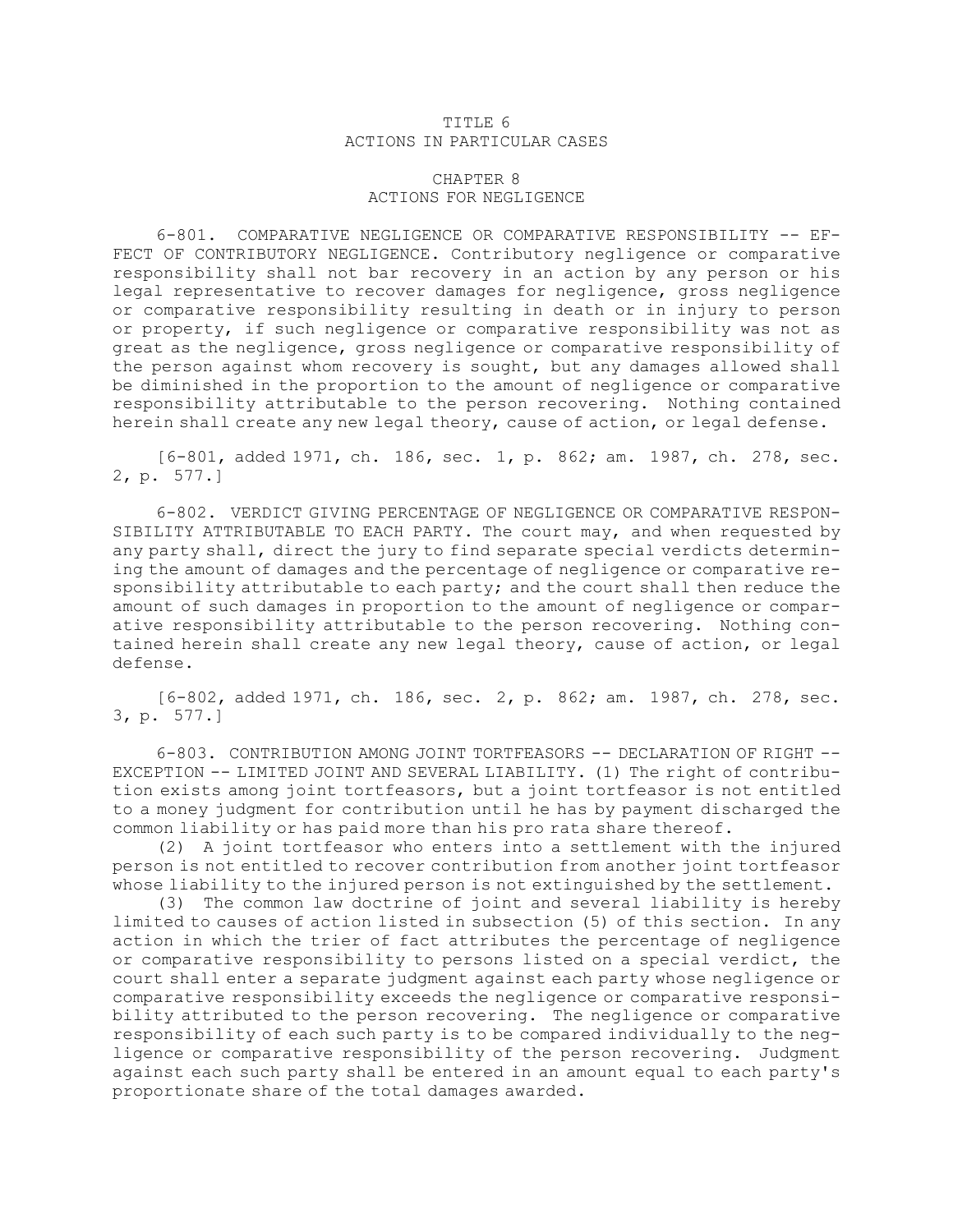# TITLE 6
# ACTIONS IN PARTICULAR CASES

## CHAPTER 8
## ACTIONS FOR NEGLIGENCE

6-801. COMPARATIVE NEGLIGENCE OR COMPARATIVE RESPONSIBILITY -- EFFECT OF CONTRIBUTORY NEGLIGENCE. Contributory negligence or comparative responsibility shall not bar recovery in an action by any person or his legal representative to recover damages for negligence, gross negligence or comparative responsibility resulting in death or in injury to person or property, if such negligence or comparative responsibility was not as great as the negligence, gross negligence or comparative responsibility of the person against whom recovery is sought, but any damages allowed shall be diminished in the proportion to the amount of negligence or comparative responsibility attributable to the person recovering. Nothing contained herein shall create any new legal theory, cause of action, or legal defense.

[6-801, added 1971, ch. 186, sec. 1, p. 862; am. 1987, ch. 278, sec. 2, p. 577.]

6-802. VERDICT GIVING PERCENTAGE OF NEGLIGENCE OR COMPARATIVE RESPONSIBILITY ATTRIBUTABLE TO EACH PARTY. The court may, and when requested by any party shall, direct the jury to find separate special verdicts determining the amount of damages and the percentage of negligence or comparative responsibility attributable to each party; and the court shall then reduce the amount of such damages in proportion to the amount of negligence or comparative responsibility attributable to the person recovering. Nothing contained herein shall create any new legal theory, cause of action, or legal defense.

[6-802, added 1971, ch. 186, sec. 2, p. 862; am. 1987, ch. 278, sec. 3, p. 577.]

6-803. CONTRIBUTION AMONG JOINT TORTFEASORS -- DECLARATION OF RIGHT -- EXCEPTION -- LIMITED JOINT AND SEVERAL LIABILITY. (1) The right of contribution exists among joint tortfeasors, but a joint tortfeasor is not entitled to a money judgment for contribution until he has by payment discharged the common liability or has paid more than his pro rata share thereof.

(2) A joint tortfeasor who enters into a settlement with the injured person is not entitled to recover contribution from another joint tortfeasor whose liability to the injured person is not extinguished by the settlement.

(3) The common law doctrine of joint and several liability is hereby limited to causes of action listed in subsection (5) of this section. In any action in which the trier of fact attributes the percentage of negligence or comparative responsibility to persons listed on a special verdict, the court shall enter a separate judgment against each party whose negligence or comparative responsibility exceeds the negligence or comparative responsibility attributed to the person recovering. The negligence or comparative responsibility of each such party is to be compared individually to the negligence or comparative responsibility of the person recovering. Judgment against each such party shall be entered in an amount equal to each party's proportionate share of the total damages awarded.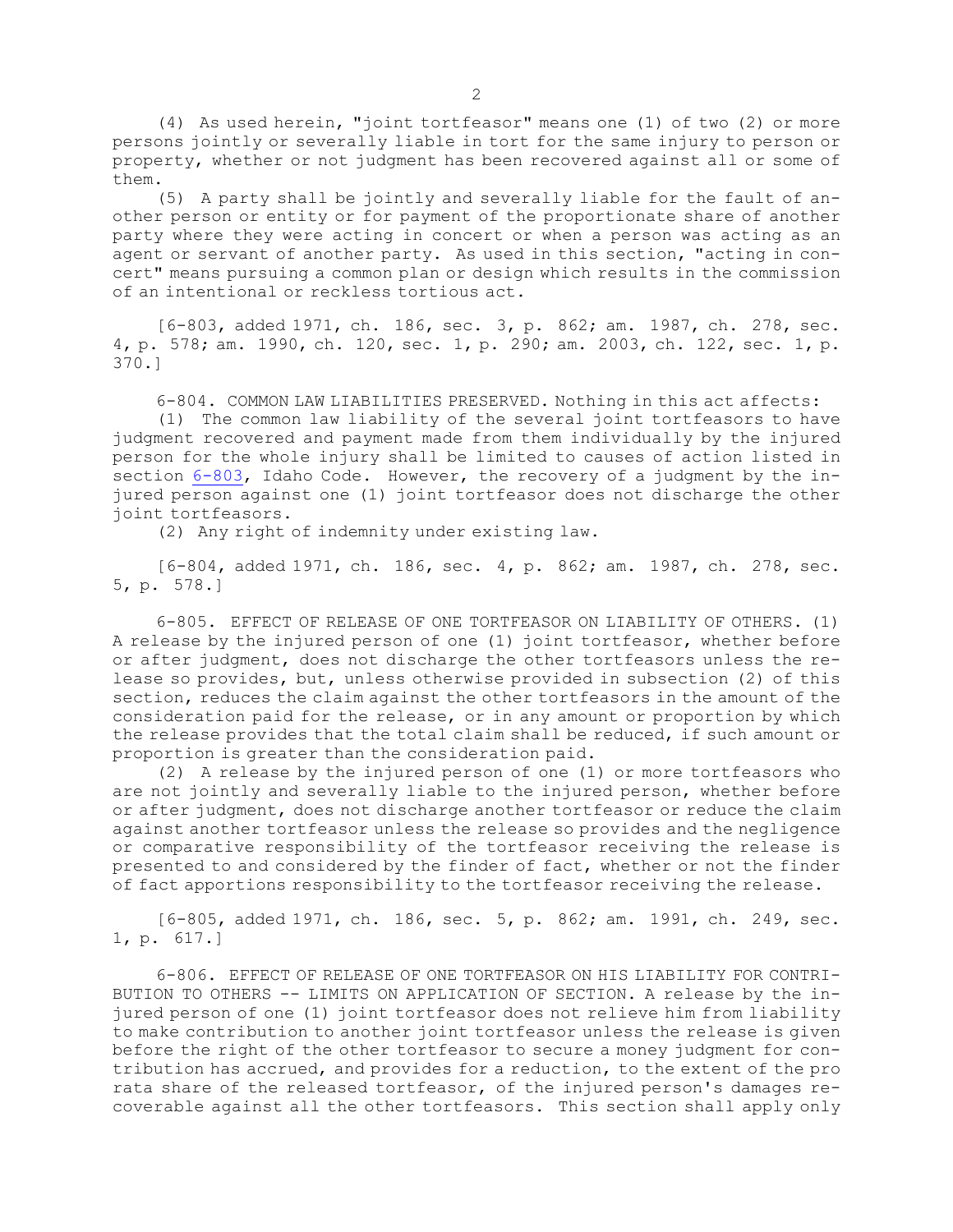(4) As used herein, "joint tortfeasor" means one (1) of two (2) or more persons jointly or severally liable in tort for the same injury to person or property, whether or not judgment has been recovered against all or some of them.

(5) A party shall be jointly and severally liable for the fault of another person or entity or for payment of the proportionate share of another party where they were acting in concert or when a person was acting as an agent or servant of another party. As used in this section, "acting in concert" means pursuing a common plan or design which results in the commission of an intentional or reckless tortious act.

[6-803, added 1971, ch. 186, sec. 3, p. 862; am. 1987, ch. 278, sec. 4, p. 578; am. 1990, ch. 120, sec. 1, p. 290; am. 2003, ch. 122, sec. 1, p. 370.]

6-804. COMMON LAW LIABILITIES PRESERVED. Nothing in this act affects:

(1) The common law liability of the several joint tortfeasors to have judgment recovered and payment made from them individually by the injured person for the whole injury shall be limited to causes of action listed in section 6-803, Idaho Code. However, the recovery of a judgment by the injured person against one (1) joint tortfeasor does not discharge the other joint tortfeasors.

(2) Any right of indemnity under existing law.

[6-804, added 1971, ch. 186, sec. 4, p. 862; am. 1987, ch. 278, sec. 5, p. 578.]

6-805. EFFECT OF RELEASE OF ONE TORTFEASOR ON LIABILITY OF OTHERS. (1) A release by the injured person of one (1) joint tortfeasor, whether before or after judgment, does not discharge the other tortfeasors unless the release so provides, but, unless otherwise provided in subsection (2) of this section, reduces the claim against the other tortfeasors in the amount of the consideration paid for the release, or in any amount or proportion by which the release provides that the total claim shall be reduced, if such amount or proportion is greater than the consideration paid.

(2) A release by the injured person of one (1) or more tortfeasors who are not jointly and severally liable to the injured person, whether before or after judgment, does not discharge another tortfeasor or reduce the claim against another tortfeasor unless the release so provides and the negligence or comparative responsibility of the tortfeasor receiving the release is presented to and considered by the finder of fact, whether or not the finder of fact apportions responsibility to the tortfeasor receiving the release.

[6-805, added 1971, ch. 186, sec. 5, p. 862; am. 1991, ch. 249, sec. 1, p. 617.]

6-806. EFFECT OF RELEASE OF ONE TORTFEASOR ON HIS LIABILITY FOR CONTRIBUTION TO OTHERS -- LIMITS ON APPLICATION OF SECTION. A release by the injured person of one (1) joint tortfeasor does not relieve him from liability to make contribution to another joint tortfeasor unless the release is given before the right of the other tortfeasor to secure a money judgment for contribution has accrued, and provides for a reduction, to the extent of the pro rata share of the released tortfeasor, of the injured person's damages recoverable against all the other tortfeasors. This section shall apply only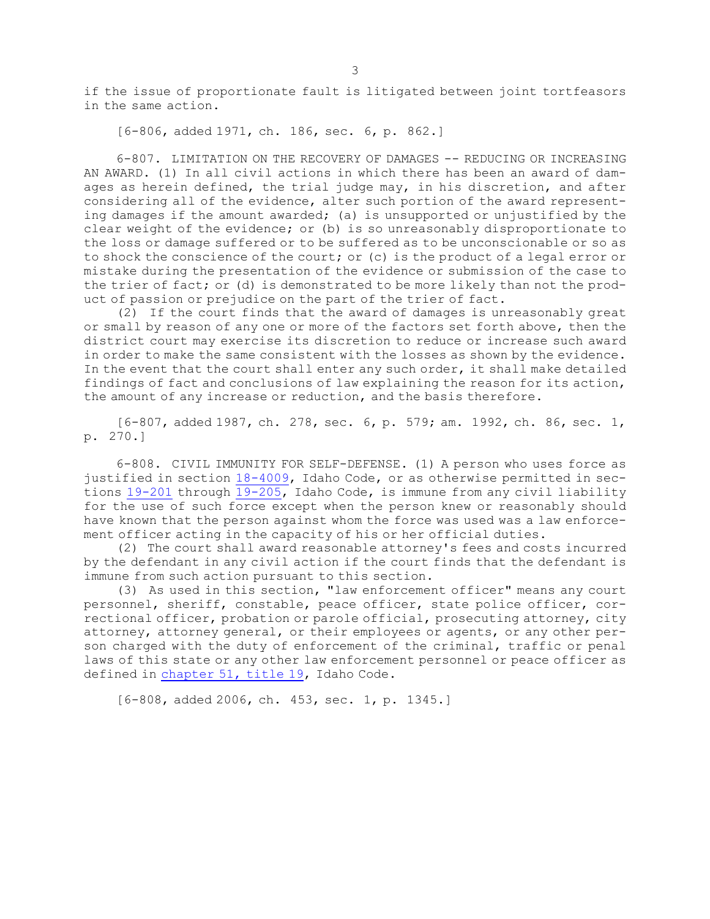if the issue of proportionate fault is litigated between joint tortfeasors in the same action.

[6-806, added 1971, ch. 186, sec. 6, p. 862.]

6-807. LIMITATION ON THE RECOVERY OF DAMAGES -- REDUCING OR INCREASING AN AWARD. (1) In all civil actions in which there has been an award of damages as herein defined, the trial judge may, in his discretion, and after considering all of the evidence, alter such portion of the award representing damages if the amount awarded; (a) is unsupported or unjustified by the clear weight of the evidence; or (b) is so unreasonably disproportionate to the loss or damage suffered or to be suffered as to be unconscionable or so as to shock the conscience of the court; or (c) is the product of a legal error or mistake during the presentation of the evidence or submission of the case to the trier of fact; or (d) is demonstrated to be more likely than not the product of passion or prejudice on the part of the trier of fact.

(2) If the court finds that the award of damages is unreasonably great or small by reason of any one or more of the factors set forth above, then the district court may exercise its discretion to reduce or increase such award in order to make the same consistent with the losses as shown by the evidence. In the event that the court shall enter any such order, it shall make detailed findings of fact and conclusions of law explaining the reason for its action, the amount of any increase or reduction, and the basis therefore.

[6-807, added 1987, ch. 278, sec. 6, p. 579; am. 1992, ch. 86, sec. 1, p. 270.]

6-808. CIVIL IMMUNITY FOR SELF-DEFENSE. (1) A person who uses force as justified in section 18-4009, Idaho Code, or as otherwise permitted in sections 19-201 through 19-205, Idaho Code, is immune from any civil liability for the use of such force except when the person knew or reasonably should have known that the person against whom the force was used was a law enforcement officer acting in the capacity of his or her official duties.

(2) The court shall award reasonable attorney's fees and costs incurred by the defendant in any civil action if the court finds that the defendant is immune from such action pursuant to this section.

(3) As used in this section, "law enforcement officer" means any court personnel, sheriff, constable, peace officer, state police officer, correctional officer, probation or parole official, prosecuting attorney, city attorney, attorney general, or their employees or agents, or any other person charged with the duty of enforcement of the criminal, traffic or penal laws of this state or any other law enforcement personnel or peace officer as defined in chapter 51, title 19, Idaho Code.

[6-808, added 2006, ch. 453, sec. 1, p. 1345.]